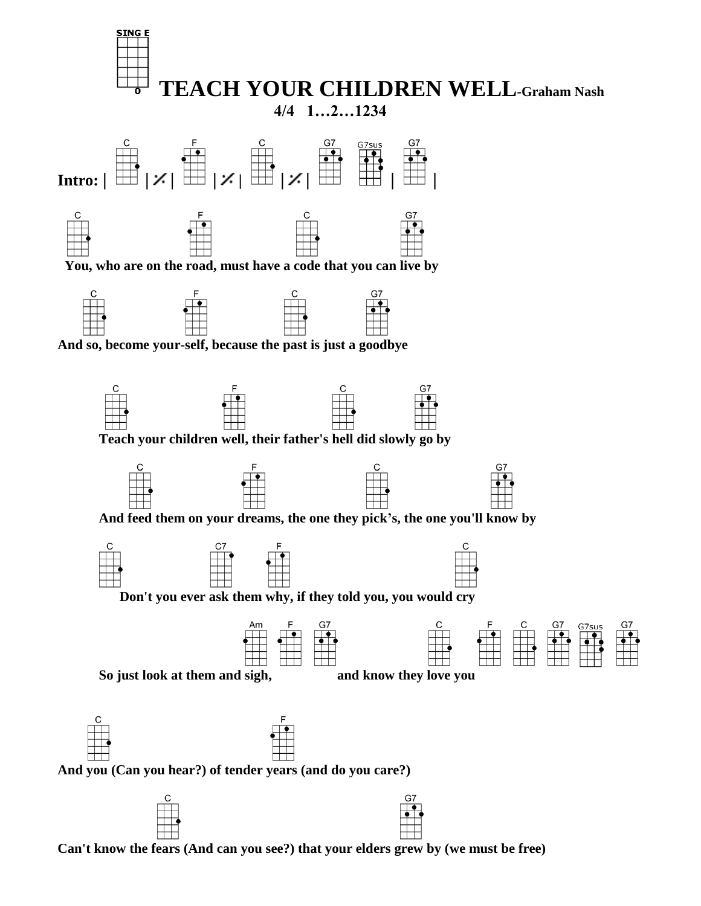SING E

# TEACH YOUR CHILDREN WELL-Graham Nash

**4/4 1…2…1234**

**Intro:** | C | % | F | % | C | % | G7 G7sus | G7 |

```
C                     F                   C                   G7
 You, who are on the road, must have a code that you can live by

  C                    F                    C            G7
And so, become your-self, because the past is just a goodbye


      C                  F                    C             G7
      Teach your children well, their father's hell did slowly go by

         C               F                     C                           G7
      And feed them on your dreams, the one they pick's, the one you'll know by

      C                   C7     F                                  C
        Don't you ever ask them why, if they told you, you would cry

                                 Am    F    G7                 C     F    C    G7  G7sus  G7
      So just look at them and sigh,              and know they love you


    C                                F
And you (Can you hear?) of tender years (and do you care?)

              C                                         G7
Can't know the fears (And can you see?) that your elders grew by (we must be free)
```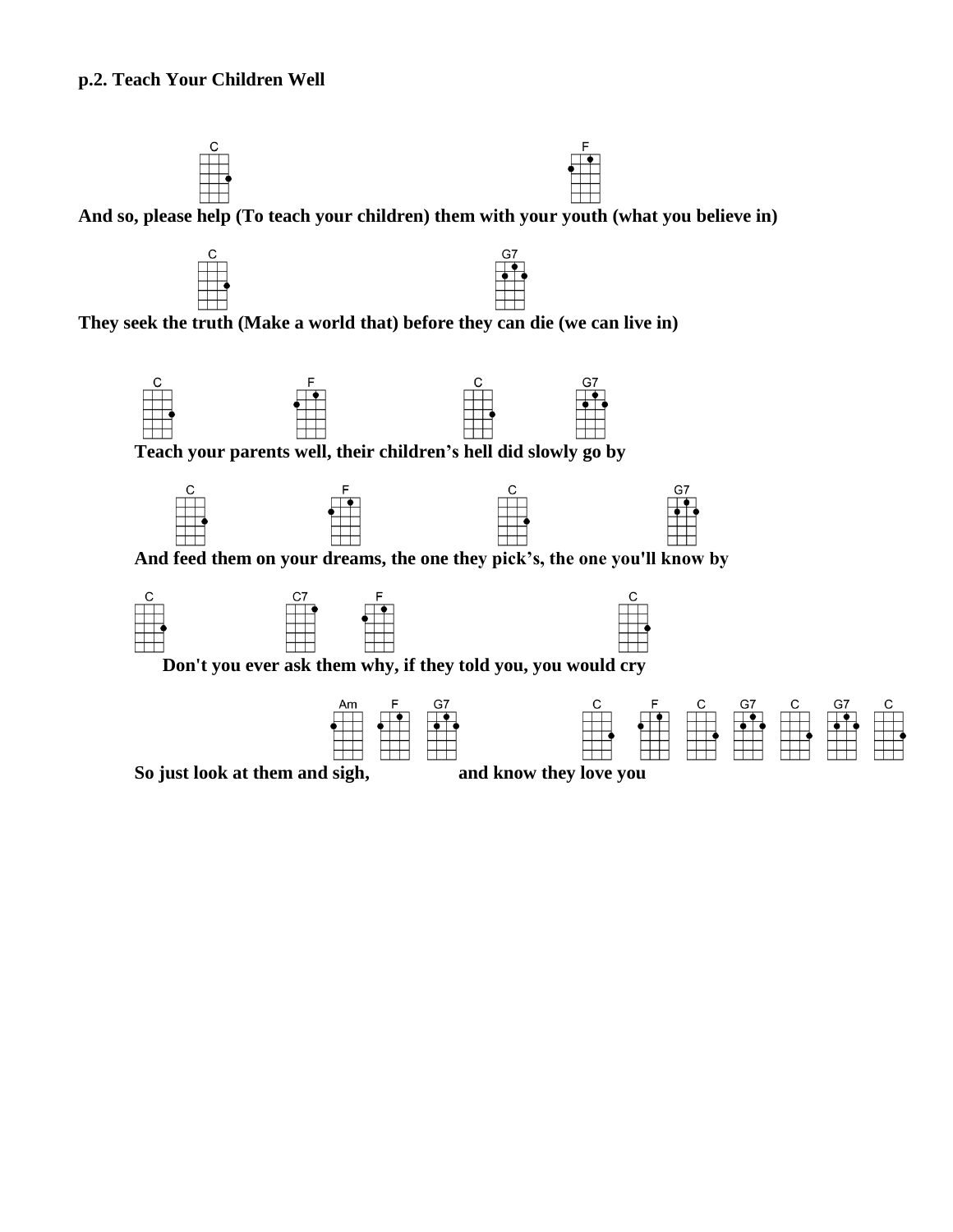**p.2. Teach Your Children Well**

C F
**And so, please help (To teach your children) them with your youth (what you believe in)**

C G7
**They seek the truth (Make a world that) before they can die (we can live in)**

C F C G7
**Teach your parents well, their children's hell did slowly go by**

C F C G7
**And feed them on your dreams, the one they pick's, the one you'll know by**

C C7 F C
**Don't you ever ask them why, if they told you, you would cry**

Am F G7 C F C G7 C G7 C
**So just look at them and sigh, and know they love you**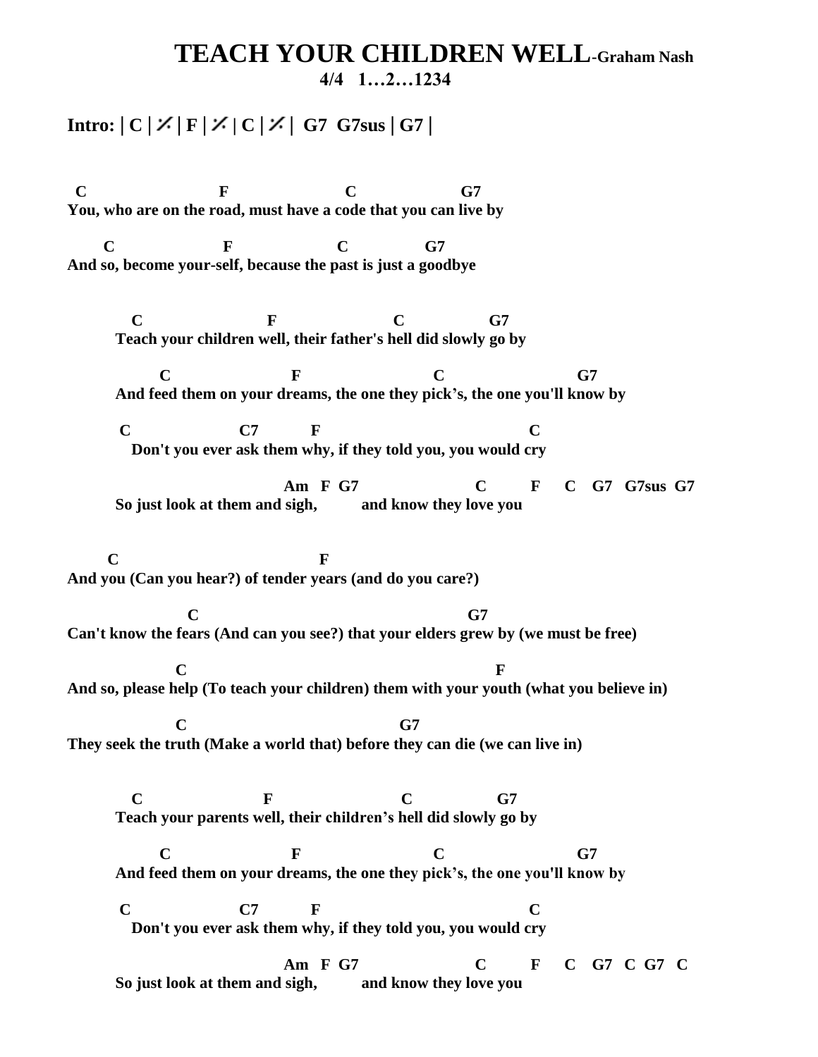# TEACH YOUR CHILDREN WELL-Graham Nash

**4/4 1…2…1234**

**Intro: | C | ⁒ | F | ⁒ | C | ⁒ | G7 G7sus | G7 |**

```
 C                    F                  C                G7
You, who are on the road, must have a code that you can live by

    C                F                 C              G7
And so, become your-self, because the past is just a goodbye


      C                F                 C             G7
   Teach your children well, their father's hell did slowly go by

        C                  F                     C                    G7
   And feed them on your dreams, the one they pick's, the one you'll know by

    C               C7        F                            C
     Don't you ever ask them why, if they told you, you would cry

                           Am  F  G7              C      F    C   G7  G7sus  G7
   So just look at them and sigh,      and know they love you


   C                              F
And you (Can you hear?) of tender years (and do you care?)

                C                                        G7
Can't know the fears (And can you see?) that your elders grew by (we must be free)

              C                                            F
And so, please help (To teach your children) them with your youth (what you believe in)

              C                                 G7
They seek the truth (Make a world that) before they can die (we can live in)


      C                F                 C             G7
   Teach your parents well, their children's hell did slowly go by

        C                  F                     C                    G7
   And feed them on your dreams, the one they pick's, the one you'll know by

    C               C7        F                            C
     Don't you ever ask them why, if they told you, you would cry

                           Am  F  G7              C      F    C   G7  C  G7  C
   So just look at them and sigh,      and know they love you
```